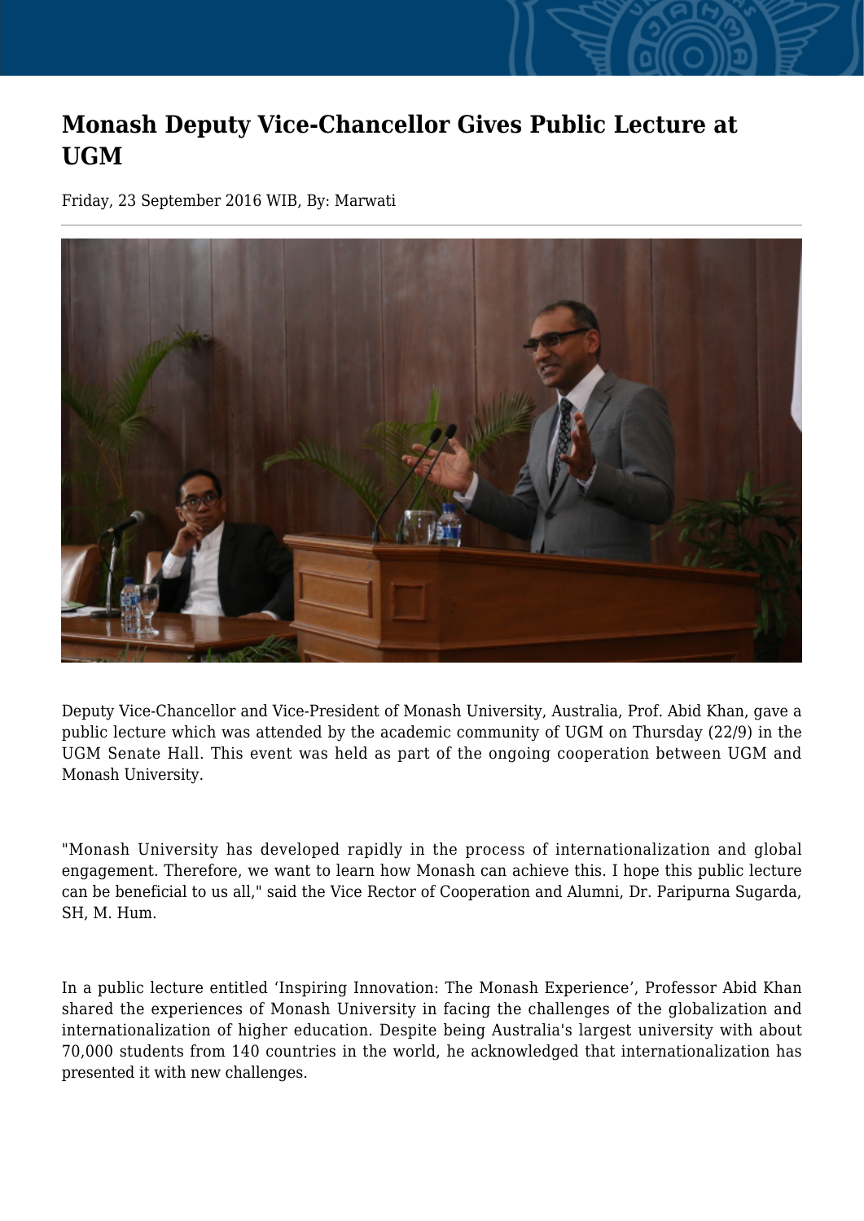# Monash Deputy Vice-Chancellor Gives Public Lecture at UGM

Friday, 23 September 2016 WIB, By: Marwati

Deputy Vice-Chancellor and Vice-President of Monash University, Australia, Prof. Abid Khan, gave a public lecture which was attended by the academic community of UGM on Thursday (22/9) in the UGM Senate Hall. This event was held as part of the ongoing cooperation between UGM and Monash University.

"Monash University has developed rapidly in the process of internationalization and global engagement. Therefore, we want to learn how Monash can achieve this. I hope this public lecture can be beneficial to us all," said the Vice Rector of Cooperation and Alumni, Dr. Paripurna Sugarda, SH, M. Hum.

In a public lecture entitled 'Inspiring Innovation: The Monash Experience', Professor Abid Khan shared the experiences of Monash University in facing the challenges of the globalization and internationalization of higher education. Despite being Australia's largest university with about 70,000 students from 140 countries in the world, he acknowledged that internationalization has presented it with new challenges.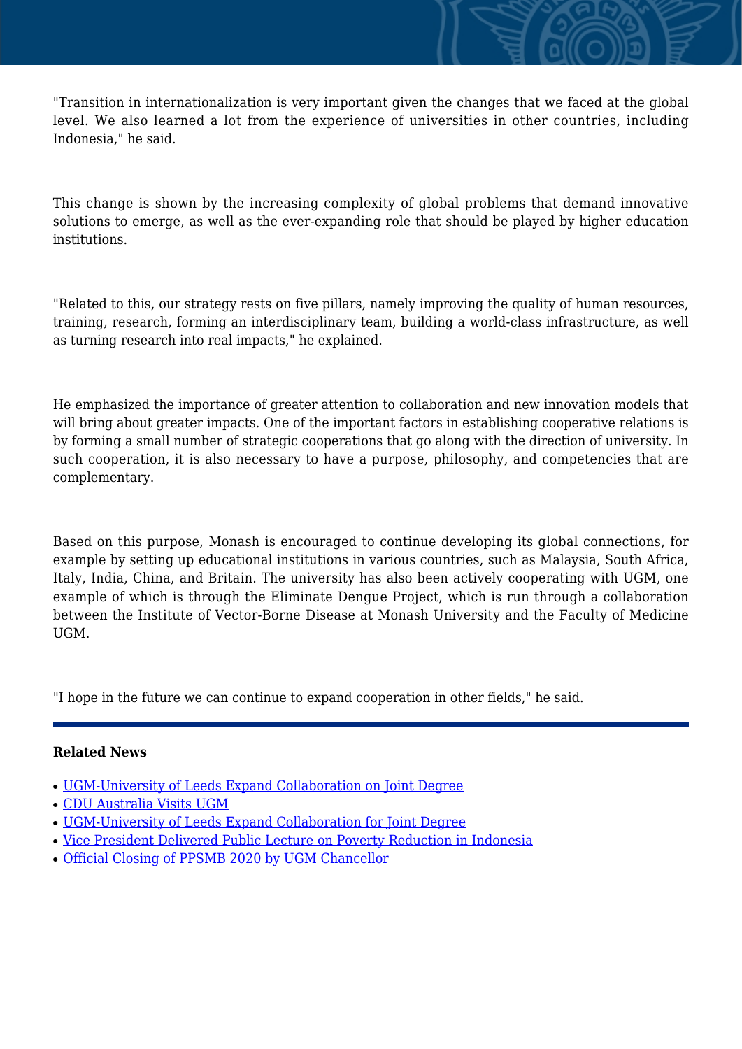"Transition in internationalization is very important given the changes that we faced at the global level. We also learned a lot from the experience of universities in other countries, including Indonesia," he said.

This change is shown by the increasing complexity of global problems that demand innovative solutions to emerge, as well as the ever-expanding role that should be played by higher education institutions.

"Related to this, our strategy rests on five pillars, namely improving the quality of human resources, training, research, forming an interdisciplinary team, building a world-class infrastructure, as well as turning research into real impacts," he explained.

He emphasized the importance of greater attention to collaboration and new innovation models that will bring about greater impacts. One of the important factors in establishing cooperative relations is by forming a small number of strategic cooperations that go along with the direction of university. In such cooperation, it is also necessary to have a purpose, philosophy, and competencies that are complementary.

Based on this purpose, Monash is encouraged to continue developing its global connections, for example by setting up educational institutions in various countries, such as Malaysia, South Africa, Italy, India, China, and Britain. The university has also been actively cooperating with UGM, one example of which is through the Eliminate Dengue Project, which is run through a collaboration between the Institute of Vector-Borne Disease at Monash University and the Faculty of Medicine UGM.

"I hope in the future we can continue to expand cooperation in other fields," he said.

---

**Related News**

- UGM-University of Leeds Expand Collaboration on Joint Degree
- CDU Australia Visits UGM
- UGM-University of Leeds Expand Collaboration for Joint Degree
- Vice President Delivered Public Lecture on Poverty Reduction in Indonesia
- Official Closing of PPSMB 2020 by UGM Chancellor